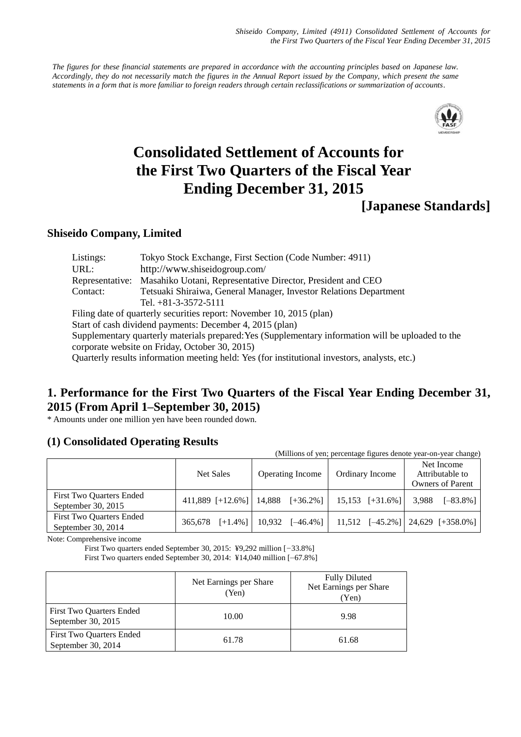*Shiseido Company, Limited (4911) Consolidated Settlement of Accounts for the First Two Quarters of the Fiscal Year Ending December 31, 2015*

*The figures for these financial statements are prepared in accordance with the accounting principles based on Japanese law. Accordingly, they do not necessarily match the figures in the Annual Report issued by the Company, which present the same statements in a form that is more familiar to foreign readers through certain reclassifications or summarization of accounts.*

# Consolidated Settlement of Accounts for the First Two Quarters of the Fiscal Year Ending December 31, 2015

**[Japanese Standards]**

## Shiseido Company, Limited

Listings: Tokyo Stock Exchange, First Section (Code Number: 4911)
URL: http://www.shiseidogroup.com/
Representative: Masahiko Uotani, Representative Director, President and CEO
Contact: Tetsuaki Shiraiwa, General Manager, Investor Relations Department
Tel. +81-3-3572-5111

Filing date of quarterly securities report: November 10, 2015 (plan)
Start of cash dividend payments: December 4, 2015 (plan)
Supplementary quarterly materials prepared:Yes (Supplementary information will be uploaded to the corporate website on Friday, October 30, 2015)
Quarterly results information meeting held: Yes (for institutional investors, analysts, etc.)

## 1. Performance for the First Two Quarters of the Fiscal Year Ending December 31, 2015 (From April 1–September 30, 2015)

\* Amounts under one million yen have been rounded down.

### (1) Consolidated Operating Results

(Millions of yen; percentage figures denote year-on-year change)

| | Net Sales | Operating Income | Ordinary Income | Net Income Attributable to Owners of Parent |
|---|---|---|---|---|
| First Two Quarters Ended September 30, 2015 | 411,889 [+12.6%] | 14,888 [+36.2%] | 15,153 [+31.6%] | 3,988 [–83.8%] |
| First Two Quarters Ended September 30, 2014 | 365,678 [+1.4%] | 10,932 [–46.4%] | 11,512 [–45.2%] | 24,629 [+358.0%] |

Note: Comprehensive income
First Two quarters ended September 30, 2015: ¥9,292 million [−33.8%]
First Two quarters ended September 30, 2014: ¥14,040 million [−67.8%]

| | Net Earnings per Share (Yen) | Fully Diluted Net Earnings per Share (Yen) |
|---|---|---|
| First Two Quarters Ended September 30, 2015 | 10.00 | 9.98 |
| First Two Quarters Ended September 30, 2014 | 61.78 | 61.68 |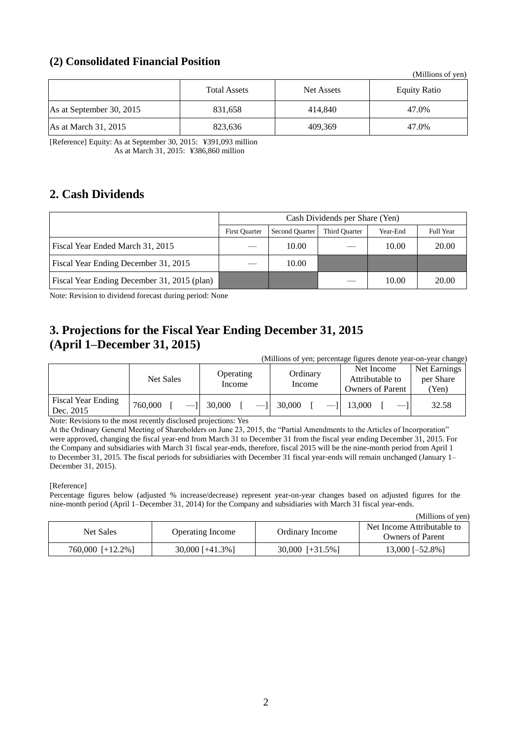## (2) Consolidated Financial Position

(Millions of yen)

| | Total Assets | Net Assets | Equity Ratio |
|---|---|---|---|
| As at September 30, 2015 | 831,658 | 414,840 | 47.0% |
| As at March 31, 2015 | 823,636 | 409,369 | 47.0% |

[Reference] Equity: As at September 30, 2015: ¥391,093 million
As at March 31, 2015: ¥386,860 million

## 2. Cash Dividends

| | Cash Dividends per Share (Yen) | | | | |
|---|---|---|---|---|---|
| | First Quarter | Second Quarter | Third Quarter | Year-End | Full Year |
| Fiscal Year Ended March 31, 2015 | — | 10.00 | — | 10.00 | 20.00 |
| Fiscal Year Ending December 31, 2015 | — | 10.00 | | | |
| Fiscal Year Ending December 31, 2015 (plan) | | | — | 10.00 | 20.00 |

Note: Revision to dividend forecast during period: None

## 3. Projections for the Fiscal Year Ending December 31, 2015 (April 1–December 31, 2015)

(Millions of yen; percentage figures denote year-on-year change)

| | Net Sales | Operating Income | Ordinary Income | Net Income Attributable to Owners of Parent | Net Earnings per Share (Yen) |
|---|---|---|---|---|---|
| Fiscal Year Ending Dec. 2015 | 760,000 [ —] | 30,000 [ —] | 30,000 [ —] | 13,000 [ —] | 32.58 |

Note: Revisions to the most recently disclosed projections: Yes

At the Ordinary General Meeting of Shareholders on June 23, 2015, the "Partial Amendments to the Articles of Incorporation" were approved, changing the fiscal year-end from March 31 to December 31 from the fiscal year ending December 31, 2015. For the Company and subsidiaries with March 31 fiscal year-ends, therefore, fiscal 2015 will be the nine-month period from April 1 to December 31, 2015. The fiscal periods for subsidiaries with December 31 fiscal year-ends will remain unchanged (January 1–December 31, 2015).

[Reference]

Percentage figures below (adjusted % increase/decrease) represent year-on-year changes based on adjusted figures for the nine-month period (April 1–December 31, 2014) for the Company and subsidiaries with March 31 fiscal year-ends.

(Millions of yen)

| Net Sales | Operating Income | Ordinary Income | Net Income Attributable to Owners of Parent |
|---|---|---|---|
| 760,000 [+12.2%] | 30,000 [+41.3%] | 30,000 [+31.5%] | 13,000 [–52.8%] |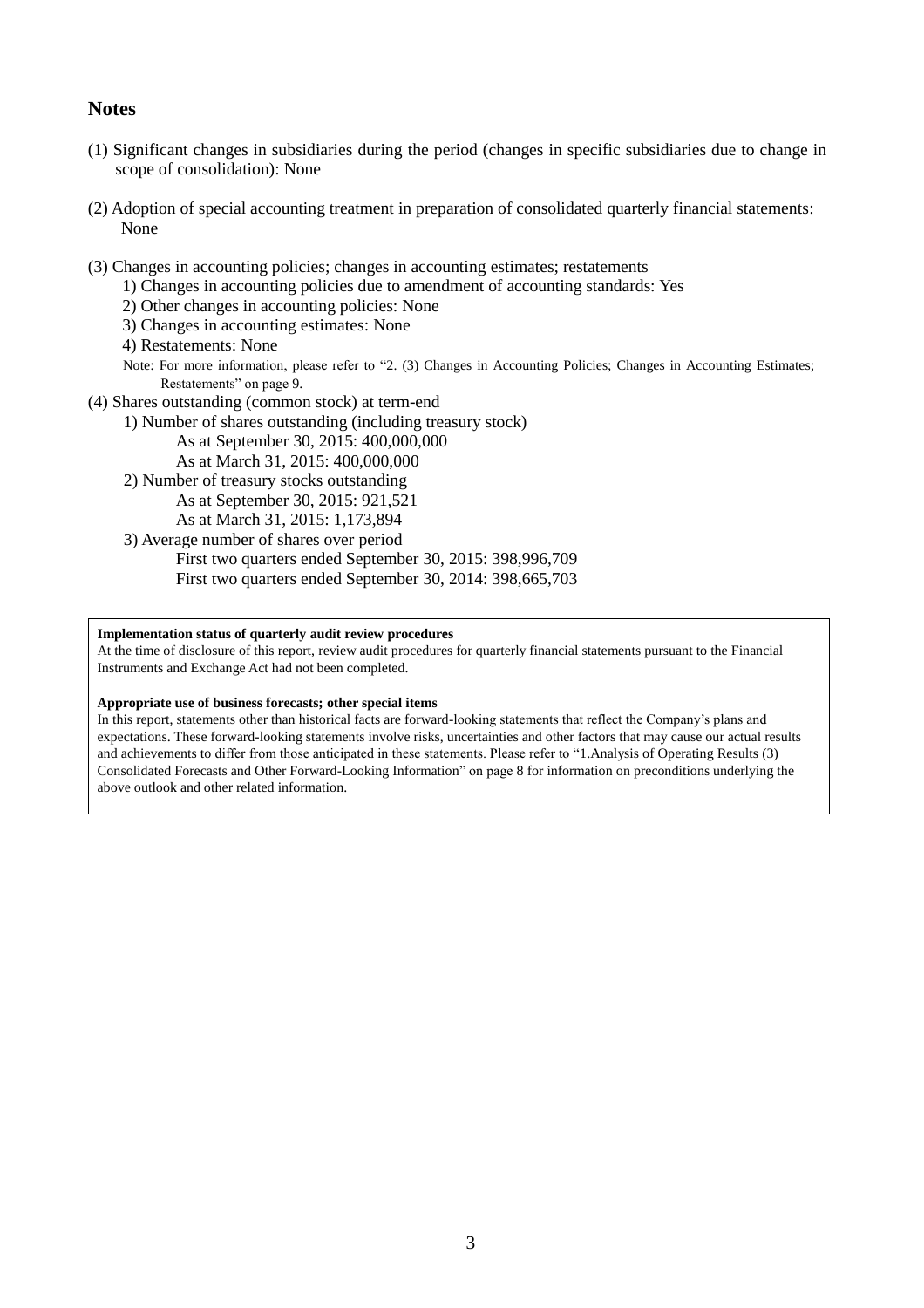## Notes

(1) Significant changes in subsidiaries during the period (changes in specific subsidiaries due to change in scope of consolidation): None

(2) Adoption of special accounting treatment in preparation of consolidated quarterly financial statements: None

(3) Changes in accounting policies; changes in accounting estimates; restatements

1) Changes in accounting policies due to amendment of accounting standards: Yes

2) Other changes in accounting policies: None

3) Changes in accounting estimates: None

4) Restatements: None

Note: For more information, please refer to "2. (3) Changes in Accounting Policies; Changes in Accounting Estimates; Restatements" on page 9.

(4) Shares outstanding (common stock) at term-end

1) Number of shares outstanding (including treasury stock)

As at September 30, 2015: 400,000,000

As at March 31, 2015: 400,000,000

2) Number of treasury stocks outstanding

As at September 30, 2015: 921,521

As at March 31, 2015: 1,173,894

3) Average number of shares over period

First two quarters ended September 30, 2015: 398,996,709

First two quarters ended September 30, 2014: 398,665,703

**Implementation status of quarterly audit review procedures**

At the time of disclosure of this report, review audit procedures for quarterly financial statements pursuant to the Financial Instruments and Exchange Act had not been completed.

**Appropriate use of business forecasts; other special items**

In this report, statements other than historical facts are forward-looking statements that reflect the Company's plans and expectations. These forward-looking statements involve risks, uncertainties and other factors that may cause our actual results and achievements to differ from those anticipated in these statements. Please refer to "1.Analysis of Operating Results (3) Consolidated Forecasts and Other Forward-Looking Information" on page 8 for information on preconditions underlying the above outlook and other related information.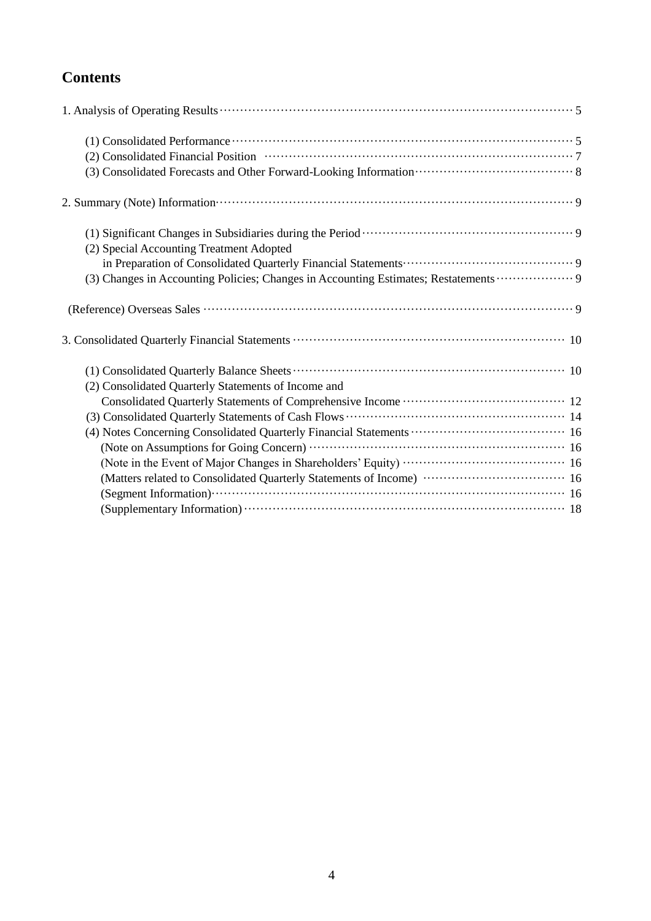## Contents

1. Analysis of Operating Results ··· 5

    (1) Consolidated Performance ··· 5
    (2) Consolidated Financial Position ··· 7
    (3) Consolidated Forecasts and Other Forward-Looking Information ··· 8

2. Summary (Note) Information ··· 9

    (1) Significant Changes in Subsidiaries during the Period ··· 9
    (2) Special Accounting Treatment Adopted in Preparation of Consolidated Quarterly Financial Statements ··· 9
    (3) Changes in Accounting Policies; Changes in Accounting Estimates; Restatements ··· 9

(Reference) Overseas Sales ··· 9

3. Consolidated Quarterly Financial Statements ··· 10

    (1) Consolidated Quarterly Balance Sheets ··· 10
    (2) Consolidated Quarterly Statements of Income and Consolidated Quarterly Statements of Comprehensive Income ··· 12
    (3) Consolidated Quarterly Statements of Cash Flows ··· 14
    (4) Notes Concerning Consolidated Quarterly Financial Statements ··· 16
        (Note on Assumptions for Going Concern) ··· 16
        (Note in the Event of Major Changes in Shareholders' Equity) ··· 16
        (Matters related to Consolidated Quarterly Statements of Income) ··· 16
        (Segment Information) ··· 16
        (Supplementary Information) ··· 18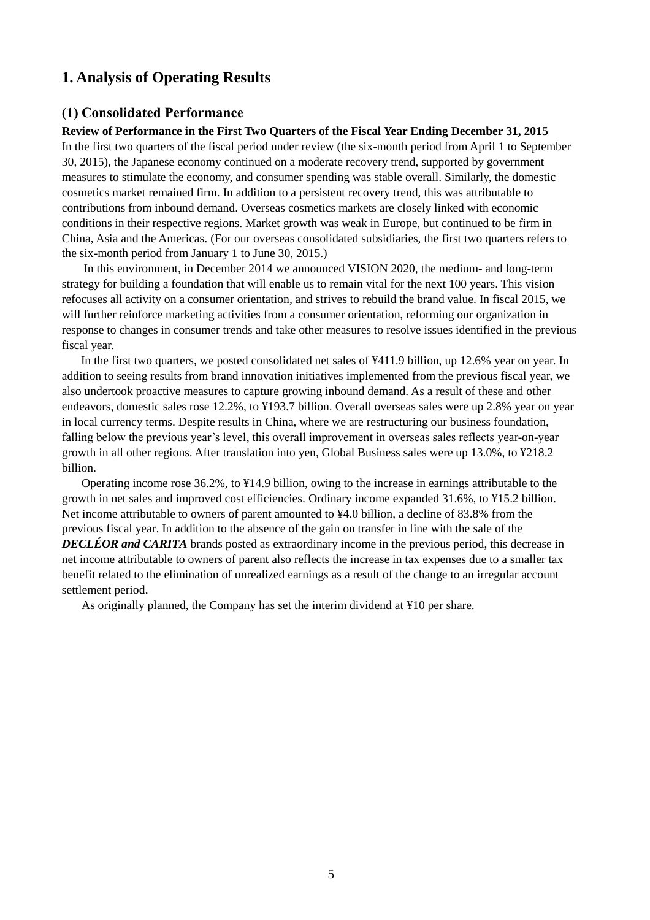# 1. Analysis of Operating Results

## (1) Consolidated Performance

**Review of Performance in the First Two Quarters of the Fiscal Year Ending December 31, 2015**

In the first two quarters of the fiscal period under review (the six-month period from April 1 to September 30, 2015), the Japanese economy continued on a moderate recovery trend, supported by government measures to stimulate the economy, and consumer spending was stable overall. Similarly, the domestic cosmetics market remained firm. In addition to a persistent recovery trend, this was attributable to contributions from inbound demand. Overseas cosmetics markets are closely linked with economic conditions in their respective regions. Market growth was weak in Europe, but continued to be firm in China, Asia and the Americas. (For our overseas consolidated subsidiaries, the first two quarters refers to the six-month period from January 1 to June 30, 2015.)

In this environment, in December 2014 we announced VISION 2020, the medium- and long-term strategy for building a foundation that will enable us to remain vital for the next 100 years. This vision refocuses all activity on a consumer orientation, and strives to rebuild the brand value. In fiscal 2015, we will further reinforce marketing activities from a consumer orientation, reforming our organization in response to changes in consumer trends and take other measures to resolve issues identified in the previous fiscal year.

In the first two quarters, we posted consolidated net sales of ¥411.9 billion, up 12.6% year on year. In addition to seeing results from brand innovation initiatives implemented from the previous fiscal year, we also undertook proactive measures to capture growing inbound demand. As a result of these and other endeavors, domestic sales rose 12.2%, to ¥193.7 billion. Overall overseas sales were up 2.8% year on year in local currency terms. Despite results in China, where we are restructuring our business foundation, falling below the previous year's level, this overall improvement in overseas sales reflects year-on-year growth in all other regions. After translation into yen, Global Business sales were up 13.0%, to ¥218.2 billion.

Operating income rose 36.2%, to ¥14.9 billion, owing to the increase in earnings attributable to the growth in net sales and improved cost efficiencies. Ordinary income expanded 31.6%, to ¥15.2 billion. Net income attributable to owners of parent amounted to ¥4.0 billion, a decline of 83.8% from the previous fiscal year. In addition to the absence of the gain on transfer in line with the sale of the ***DECLÉOR and CARITA*** brands posted as extraordinary income in the previous period, this decrease in net income attributable to owners of parent also reflects the increase in tax expenses due to a smaller tax benefit related to the elimination of unrealized earnings as a result of the change to an irregular account settlement period.

As originally planned, the Company has set the interim dividend at ¥10 per share.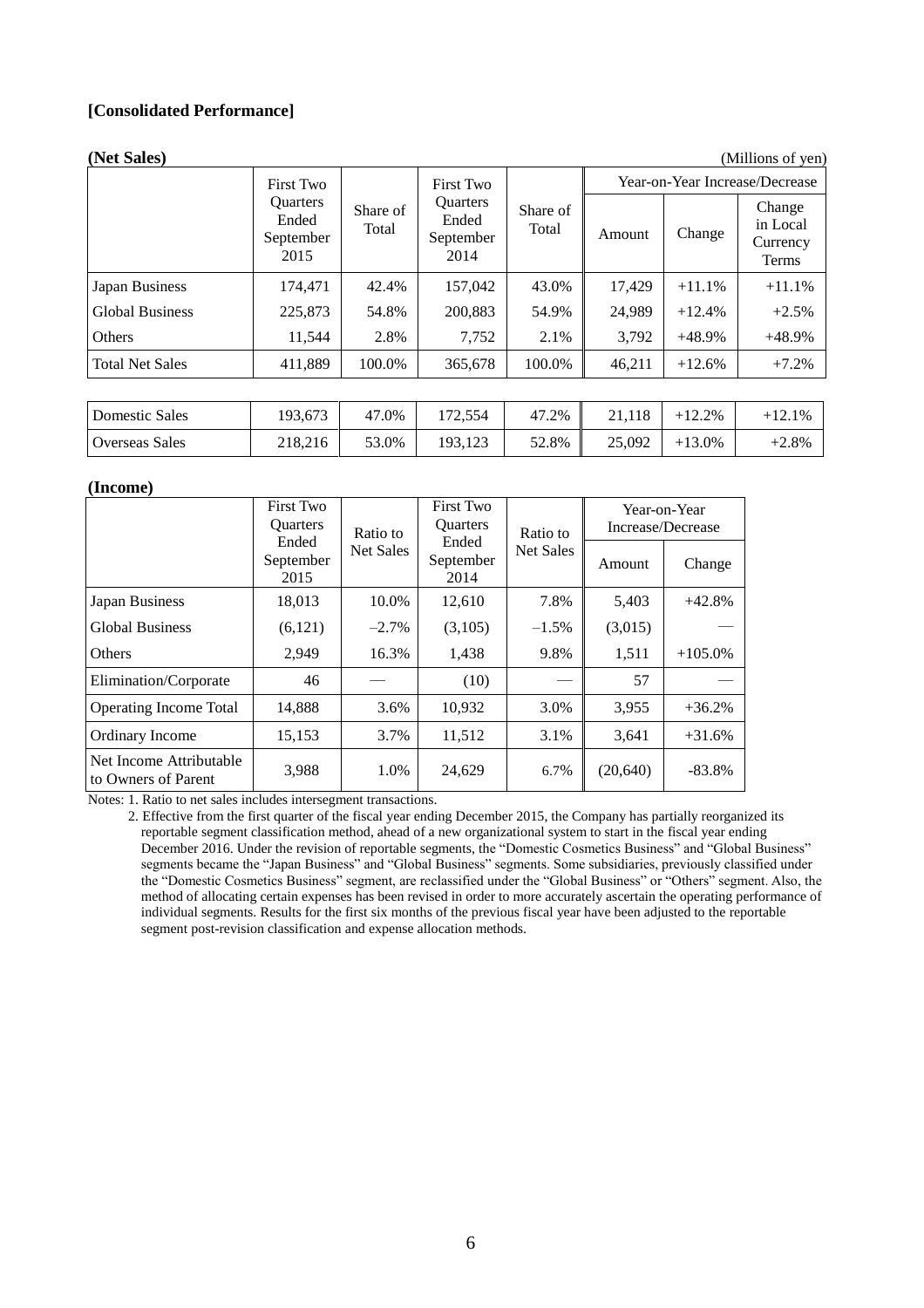**[Consolidated Performance]**

**(Net Sales)** (Millions of yen)

| | First Two Quarters Ended September 2015 | Share of Total | First Two Quarters Ended September 2014 | Share of Total | Year-on-Year Increase/Decrease | | |
|---|---|---|---|---|---|---|---|
| | | | | | Amount | Change | Change in Local Currency Terms |
| Japan Business | 174,471 | 42.4% | 157,042 | 43.0% | 17,429 | +11.1% | +11.1% |
| Global Business | 225,873 | 54.8% | 200,883 | 54.9% | 24,989 | +12.4% | +2.5% |
| Others | 11,544 | 2.8% | 7,752 | 2.1% | 3,792 | +48.9% | +48.9% |
| Total Net Sales | 411,889 | 100.0% | 365,678 | 100.0% | 46,211 | +12.6% | +7.2% |
| Domestic Sales | 193,673 | 47.0% | 172,554 | 47.2% | 21,118 | +12.2% | +12.1% |
| Overseas Sales | 218,216 | 53.0% | 193,123 | 52.8% | 25,092 | +13.0% | +2.8% |

**(Income)**

| | First Two Quarters Ended September 2015 | Ratio to Net Sales | First Two Quarters Ended September 2014 | Ratio to Net Sales | Year-on-Year Increase/Decrease | |
|---|---|---|---|---|---|---|
| | | | | | Amount | Change |
| Japan Business | 18,013 | 10.0% | 12,610 | 7.8% | 5,403 | +42.8% |
| Global Business | (6,121) | –2.7% | (3,105) | –1.5% | (3,015) | — |
| Others | 2,949 | 16.3% | 1,438 | 9.8% | 1,511 | +105.0% |
| Elimination/Corporate | 46 | — | (10) | — | 57 | — |
| Operating Income Total | 14,888 | 3.6% | 10,932 | 3.0% | 3,955 | +36.2% |
| Ordinary Income | 15,153 | 3.7% | 11,512 | 3.1% | 3,641 | +31.6% |
| Net Income Attributable to Owners of Parent | 3,988 | 1.0% | 24,629 | 6.7% | (20,640) | -83.8% |

Notes: 1. Ratio to net sales includes intersegment transactions.

2. Effective from the first quarter of the fiscal year ending December 2015, the Company has partially reorganized its reportable segment classification method, ahead of a new organizational system to start in the fiscal year ending December 2016. Under the revision of reportable segments, the "Domestic Cosmetics Business" and "Global Business" segments became the "Japan Business" and "Global Business" segments. Some subsidiaries, previously classified under the "Domestic Cosmetics Business" segment, are reclassified under the "Global Business" or "Others" segment. Also, the method of allocating certain expenses has been revised in order to more accurately ascertain the operating performance of individual segments. Results for the first six months of the previous fiscal year have been adjusted to the reportable segment post-revision classification and expense allocation methods.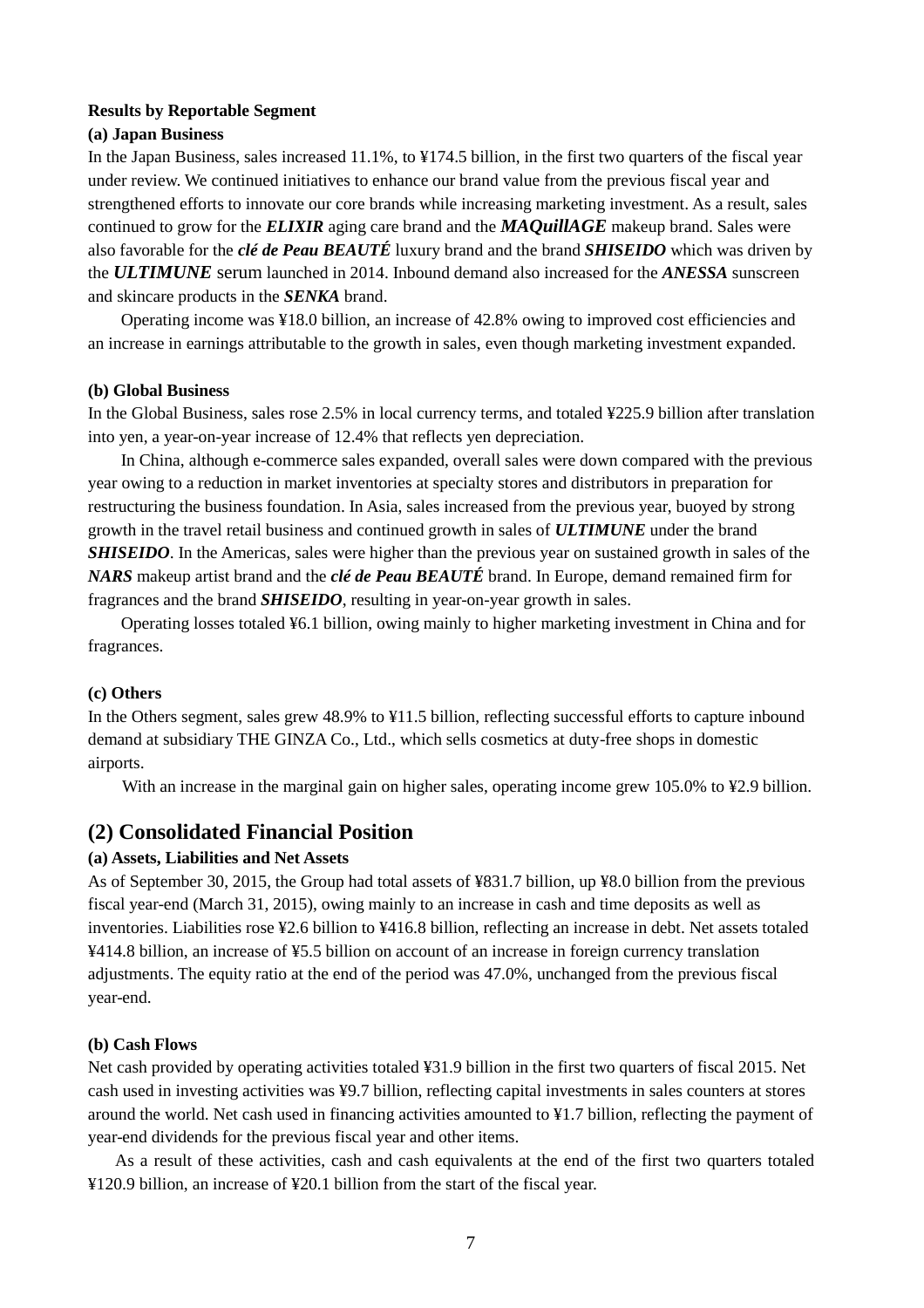**Results by Reportable Segment**

**(a) Japan Business**

In the Japan Business, sales increased 11.1%, to ¥174.5 billion, in the first two quarters of the fiscal year under review. We continued initiatives to enhance our brand value from the previous fiscal year and strengthened efforts to innovate our core brands while increasing marketing investment. As a result, sales continued to grow for the ***ELIXIR*** aging care brand and the ***MAQuillAGE*** makeup brand. Sales were also favorable for the ***clé de Peau BEAUTÉ*** luxury brand and the brand ***SHISEIDO*** which was driven by the ***ULTIMUNE*** serum launched in 2014. Inbound demand also increased for the ***ANESSA*** sunscreen and skincare products in the ***SENKA*** brand.

Operating income was ¥18.0 billion, an increase of 42.8% owing to improved cost efficiencies and an increase in earnings attributable to the growth in sales, even though marketing investment expanded.

**(b) Global Business**

In the Global Business, sales rose 2.5% in local currency terms, and totaled ¥225.9 billion after translation into yen, a year-on-year increase of 12.4% that reflects yen depreciation.

In China, although e-commerce sales expanded, overall sales were down compared with the previous year owing to a reduction in market inventories at specialty stores and distributors in preparation for restructuring the business foundation. In Asia, sales increased from the previous year, buoyed by strong growth in the travel retail business and continued growth in sales of ***ULTIMUNE*** under the brand ***SHISEIDO***. In the Americas, sales were higher than the previous year on sustained growth in sales of the ***NARS*** makeup artist brand and the ***clé de Peau BEAUTÉ*** brand. In Europe, demand remained firm for fragrances and the brand ***SHISEIDO***, resulting in year-on-year growth in sales.

Operating losses totaled ¥6.1 billion, owing mainly to higher marketing investment in China and for fragrances.

**(c) Others**

In the Others segment, sales grew 48.9% to ¥11.5 billion, reflecting successful efforts to capture inbound demand at subsidiary THE GINZA Co., Ltd., which sells cosmetics at duty-free shops in domestic airports.

With an increase in the marginal gain on higher sales, operating income grew 105.0% to ¥2.9 billion.

## (2) Consolidated Financial Position

**(a) Assets, Liabilities and Net Assets**

As of September 30, 2015, the Group had total assets of ¥831.7 billion, up ¥8.0 billion from the previous fiscal year-end (March 31, 2015), owing mainly to an increase in cash and time deposits as well as inventories. Liabilities rose ¥2.6 billion to ¥416.8 billion, reflecting an increase in debt. Net assets totaled ¥414.8 billion, an increase of ¥5.5 billion on account of an increase in foreign currency translation adjustments. The equity ratio at the end of the period was 47.0%, unchanged from the previous fiscal year-end.

**(b) Cash Flows**

Net cash provided by operating activities totaled ¥31.9 billion in the first two quarters of fiscal 2015. Net cash used in investing activities was ¥9.7 billion, reflecting capital investments in sales counters at stores around the world. Net cash used in financing activities amounted to ¥1.7 billion, reflecting the payment of year-end dividends for the previous fiscal year and other items.

As a result of these activities, cash and cash equivalents at the end of the first two quarters totaled ¥120.9 billion, an increase of ¥20.1 billion from the start of the fiscal year.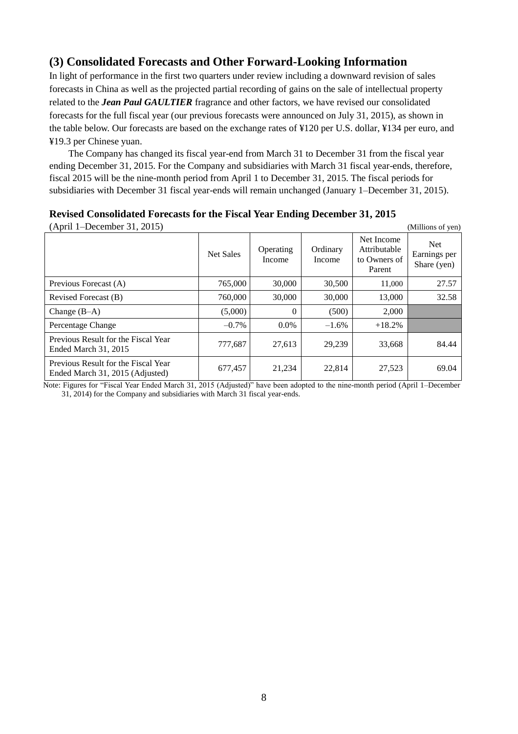## (3) Consolidated Forecasts and Other Forward-Looking Information

In light of performance in the first two quarters under review including a downward revision of sales forecasts in China as well as the projected partial recording of gains on the sale of intellectual property related to the ***Jean Paul GAULTIER*** fragrance and other factors, we have revised our consolidated forecasts for the full fiscal year (our previous forecasts were announced on July 31, 2015), as shown in the table below. Our forecasts are based on the exchange rates of ¥120 per U.S. dollar, ¥134 per euro, and ¥19.3 per Chinese yuan.

The Company has changed its fiscal year-end from March 31 to December 31 from the fiscal year ending December 31, 2015. For the Company and subsidiaries with March 31 fiscal year-ends, therefore, fiscal 2015 will be the nine-month period from April 1 to December 31, 2015. The fiscal periods for subsidiaries with December 31 fiscal year-ends will remain unchanged (January 1–December 31, 2015).

**Revised Consolidated Forecasts for the Fiscal Year Ending December 31, 2015**

(April 1–December 31, 2015) (Millions of yen)

| | Net Sales | Operating Income | Ordinary Income | Net Income Attributable to Owners of Parent | Net Earnings per Share (yen) |
|---|---|---|---|---|---|
| Previous Forecast (A) | 765,000 | 30,000 | 30,500 | 11,000 | 27.57 |
| Revised Forecast (B) | 760,000 | 30,000 | 30,000 | 13,000 | 32.58 |
| Change (B–A) | (5,000) | 0 | (500) | 2,000 | |
| Percentage Change | –0.7% | 0.0% | –1.6% | +18.2% | |
| Previous Result for the Fiscal Year Ended March 31, 2015 | 777,687 | 27,613 | 29,239 | 33,668 | 84.44 |
| Previous Result for the Fiscal Year Ended March 31, 2015 (Adjusted) | 677,457 | 21,234 | 22,814 | 27,523 | 69.04 |

Note: Figures for "Fiscal Year Ended March 31, 2015 (Adjusted)" have been adopted to the nine-month period (April 1–December 31, 2014) for the Company and subsidiaries with March 31 fiscal year-ends.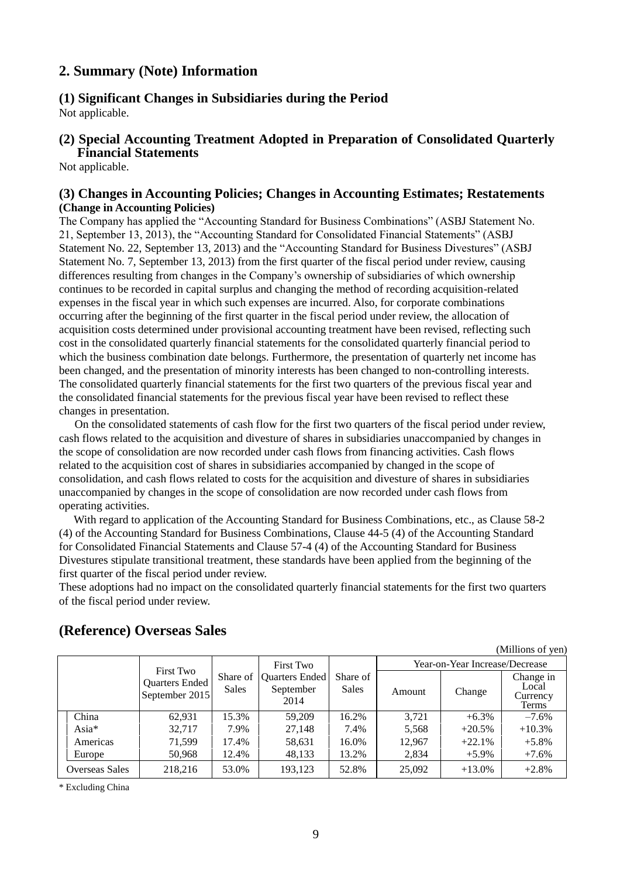## 2. Summary (Note) Information

### (1) Significant Changes in Subsidiaries during the Period

Not applicable.

### (2) Special Accounting Treatment Adopted in Preparation of Consolidated Quarterly Financial Statements

Not applicable.

### (3) Changes in Accounting Policies; Changes in Accounting Estimates; Restatements

**(Change in Accounting Policies)**

The Company has applied the "Accounting Standard for Business Combinations" (ASBJ Statement No. 21, September 13, 2013), the "Accounting Standard for Consolidated Financial Statements" (ASBJ Statement No. 22, September 13, 2013) and the "Accounting Standard for Business Divestures" (ASBJ Statement No. 7, September 13, 2013) from the first quarter of the fiscal period under review, causing differences resulting from changes in the Company's ownership of subsidiaries of which ownership continues to be recorded in capital surplus and changing the method of recording acquisition-related expenses in the fiscal year in which such expenses are incurred. Also, for corporate combinations occurring after the beginning of the first quarter in the fiscal period under review, the allocation of acquisition costs determined under provisional accounting treatment have been revised, reflecting such cost in the consolidated quarterly financial statements for the consolidated quarterly financial period to which the business combination date belongs. Furthermore, the presentation of quarterly net income has been changed, and the presentation of minority interests has been changed to non-controlling interests. The consolidated quarterly financial statements for the first two quarters of the previous fiscal year and the consolidated financial statements for the previous fiscal year have been revised to reflect these changes in presentation.

On the consolidated statements of cash flow for the first two quarters of the fiscal period under review, cash flows related to the acquisition and divesture of shares in subsidiaries unaccompanied by changes in the scope of consolidation are now recorded under cash flows from financing activities. Cash flows related to the acquisition cost of shares in subsidiaries accompanied by changed in the scope of consolidation, and cash flows related to costs for the acquisition and divesture of shares in subsidiaries unaccompanied by changes in the scope of consolidation are now recorded under cash flows from operating activities.

With regard to application of the Accounting Standard for Business Combinations, etc., as Clause 58-2 (4) of the Accounting Standard for Business Combinations, Clause 44-5 (4) of the Accounting Standard for Consolidated Financial Statements and Clause 57-4 (4) of the Accounting Standard for Business Divestures stipulate transitional treatment, these standards have been applied from the beginning of the first quarter of the fiscal period under review.

These adoptions had no impact on the consolidated quarterly financial statements for the first two quarters of the fiscal period under review.

## (Reference) Overseas Sales

(Millions of yen)

| | First Two Quarters Ended September 2015 | Share of Sales | First Two Quarters Ended September 2014 | Share of Sales | Year-on-Year Increase/Decrease | | |
|---|---|---|---|---|---|---|---|
| | | | | | Amount | Change | Change in Local Currency Terms |
| China | 62,931 | 15.3% | 59,209 | 16.2% | 3,721 | +6.3% | –7.6% |
| Asia* | 32,717 | 7.9% | 27,148 | 7.4% | 5,568 | +20.5% | +10.3% |
| Americas | 71,599 | 17.4% | 58,631 | 16.0% | 12,967 | +22.1% | +5.8% |
| Europe | 50,968 | 12.4% | 48,133 | 13.2% | 2,834 | +5.9% | +7.6% |
| Overseas Sales | 218,216 | 53.0% | 193,123 | 52.8% | 25,092 | +13.0% | +2.8% |

* Excluding China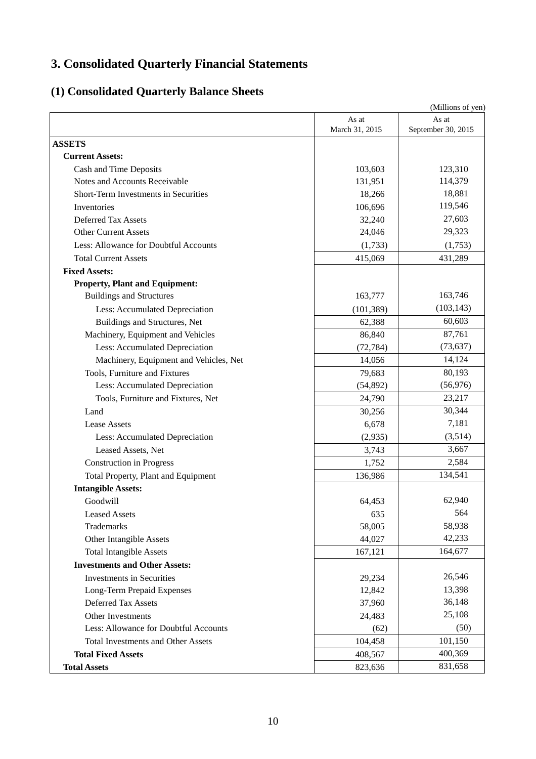# 3. Consolidated Quarterly Financial Statements

## (1) Consolidated Quarterly Balance Sheets

(Millions of yen)

| | As at March 31, 2015 | As at September 30, 2015 |
|---|---|---|
| **ASSETS** | | |
| **Current Assets:** | | |
| Cash and Time Deposits | 103,603 | 123,310 |
| Notes and Accounts Receivable | 131,951 | 114,379 |
| Short-Term Investments in Securities | 18,266 | 18,881 |
| Inventories | 106,696 | 119,546 |
| Deferred Tax Assets | 32,240 | 27,603 |
| Other Current Assets | 24,046 | 29,323 |
| Less: Allowance for Doubtful Accounts | (1,733) | (1,753) |
| Total Current Assets | 415,069 | 431,289 |
| **Fixed Assets:** | | |
| **Property, Plant and Equipment:** | | |
| Buildings and Structures | 163,777 | 163,746 |
| Less: Accumulated Depreciation | (101,389) | (103,143) |
| Buildings and Structures, Net | 62,388 | 60,603 |
| Machinery, Equipment and Vehicles | 86,840 | 87,761 |
| Less: Accumulated Depreciation | (72,784) | (73,637) |
| Machinery, Equipment and Vehicles, Net | 14,056 | 14,124 |
| Tools, Furniture and Fixtures | 79,683 | 80,193 |
| Less: Accumulated Depreciation | (54,892) | (56,976) |
| Tools, Furniture and Fixtures, Net | 24,790 | 23,217 |
| Land | 30,256 | 30,344 |
| Lease Assets | 6,678 | 7,181 |
| Less: Accumulated Depreciation | (2,935) | (3,514) |
| Leased Assets, Net | 3,743 | 3,667 |
| Construction in Progress | 1,752 | 2,584 |
| Total Property, Plant and Equipment | 136,986 | 134,541 |
| **Intangible Assets:** | | |
| Goodwill | 64,453 | 62,940 |
| Leased Assets | 635 | 564 |
| Trademarks | 58,005 | 58,938 |
| Other Intangible Assets | 44,027 | 42,233 |
| Total Intangible Assets | 167,121 | 164,677 |
| **Investments and Other Assets:** | | |
| Investments in Securities | 29,234 | 26,546 |
| Long-Term Prepaid Expenses | 12,842 | 13,398 |
| Deferred Tax Assets | 37,960 | 36,148 |
| Other Investments | 24,483 | 25,108 |
| Less: Allowance for Doubtful Accounts | (62) | (50) |
| Total Investments and Other Assets | 104,458 | 101,150 |
| **Total Fixed Assets** | 408,567 | 400,369 |
| **Total Assets** | 823,636 | 831,658 |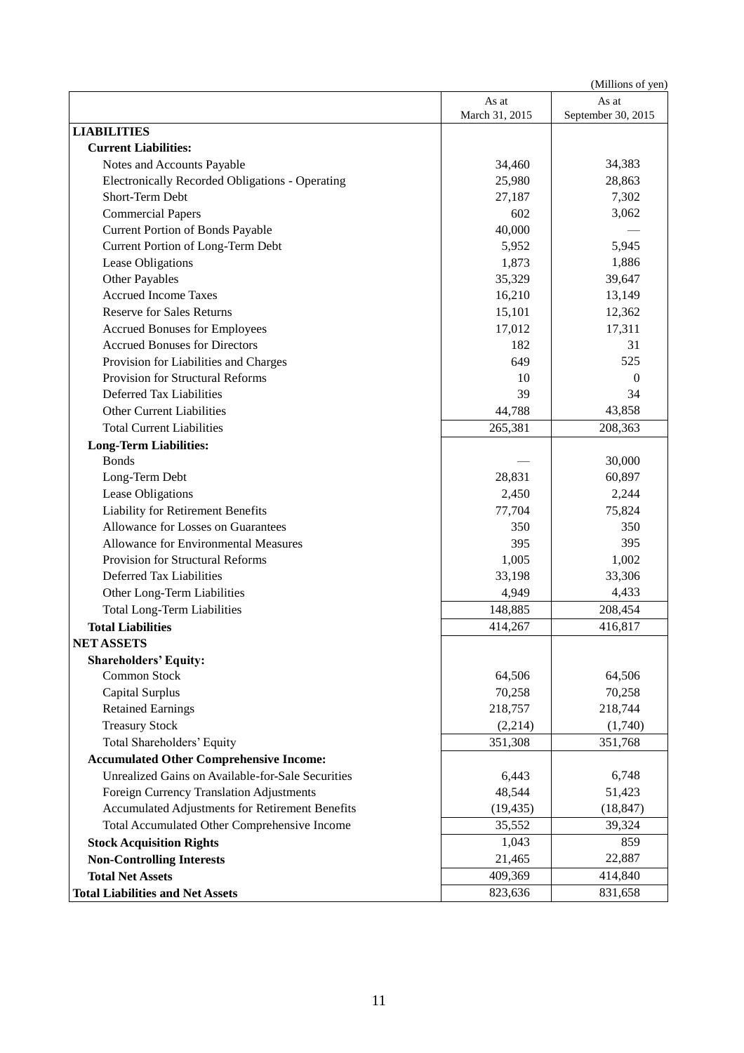(Millions of yen)

| | As at March 31, 2015 | As at September 30, 2015 |
|---|---|---|
| **LIABILITIES** | | |
| **Current Liabilities:** | | |
| Notes and Accounts Payable | 34,460 | 34,383 |
| Electronically Recorded Obligations - Operating | 25,980 | 28,863 |
| Short-Term Debt | 27,187 | 7,302 |
| Commercial Papers | 602 | 3,062 |
| Current Portion of Bonds Payable | 40,000 | — |
| Current Portion of Long-Term Debt | 5,952 | 5,945 |
| Lease Obligations | 1,873 | 1,886 |
| Other Payables | 35,329 | 39,647 |
| Accrued Income Taxes | 16,210 | 13,149 |
| Reserve for Sales Returns | 15,101 | 12,362 |
| Accrued Bonuses for Employees | 17,012 | 17,311 |
| Accrued Bonuses for Directors | 182 | 31 |
| Provision for Liabilities and Charges | 649 | 525 |
| Provision for Structural Reforms | 10 | 0 |
| Deferred Tax Liabilities | 39 | 34 |
| Other Current Liabilities | 44,788 | 43,858 |
| Total Current Liabilities | 265,381 | 208,363 |
| **Long-Term Liabilities:** | | |
| Bonds | — | 30,000 |
| Long-Term Debt | 28,831 | 60,897 |
| Lease Obligations | 2,450 | 2,244 |
| Liability for Retirement Benefits | 77,704 | 75,824 |
| Allowance for Losses on Guarantees | 350 | 350 |
| Allowance for Environmental Measures | 395 | 395 |
| Provision for Structural Reforms | 1,005 | 1,002 |
| Deferred Tax Liabilities | 33,198 | 33,306 |
| Other Long-Term Liabilities | 4,949 | 4,433 |
| Total Long-Term Liabilities | 148,885 | 208,454 |
| **Total Liabilities** | 414,267 | 416,817 |
| **NET ASSETS** | | |
| **Shareholders' Equity:** | | |
| Common Stock | 64,506 | 64,506 |
| Capital Surplus | 70,258 | 70,258 |
| Retained Earnings | 218,757 | 218,744 |
| Treasury Stock | (2,214) | (1,740) |
| Total Shareholders' Equity | 351,308 | 351,768 |
| **Accumulated Other Comprehensive Income:** | | |
| Unrealized Gains on Available-for-Sale Securities | 6,443 | 6,748 |
| Foreign Currency Translation Adjustments | 48,544 | 51,423 |
| Accumulated Adjustments for Retirement Benefits | (19,435) | (18,847) |
| Total Accumulated Other Comprehensive Income | 35,552 | 39,324 |
| **Stock Acquisition Rights** | 1,043 | 859 |
| **Non-Controlling Interests** | 21,465 | 22,887 |
| **Total Net Assets** | 409,369 | 414,840 |
| **Total Liabilities and Net Assets** | 823,636 | 831,658 |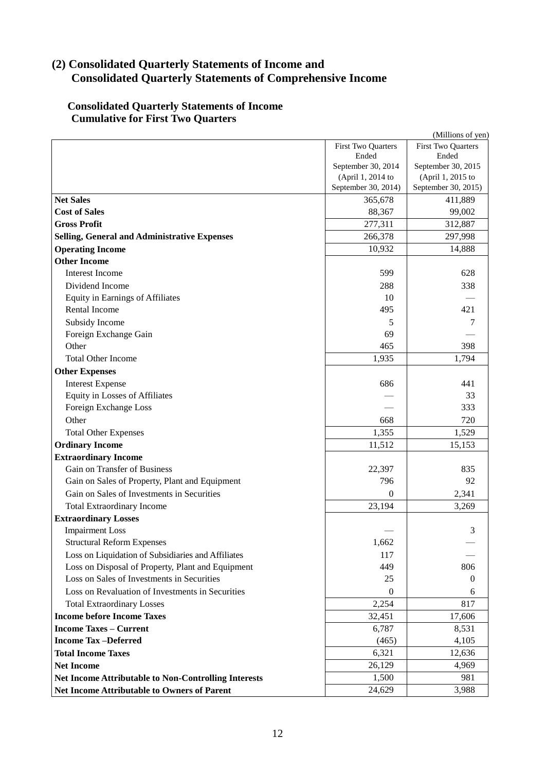## (2) Consolidated Quarterly Statements of Income and Consolidated Quarterly Statements of Comprehensive Income

### Consolidated Quarterly Statements of Income
### Cumulative for First Two Quarters

(Millions of yen)

| | First Two Quarters Ended September 30, 2014 (April 1, 2014 to September 30, 2014) | First Two Quarters Ended September 30, 2015 (April 1, 2015 to September 30, 2015) |
|---|---|---|
| **Net Sales** | 365,678 | 411,889 |
| **Cost of Sales** | 88,367 | 99,002 |
| **Gross Profit** | 277,311 | 312,887 |
| **Selling, General and Administrative Expenses** | 266,378 | 297,998 |
| **Operating Income** | 10,932 | 14,888 |
| **Other Income** | | |
| Interest Income | 599 | 628 |
| Dividend Income | 288 | 338 |
| Equity in Earnings of Affiliates | 10 | — |
| Rental Income | 495 | 421 |
| Subsidy Income | 5 | 7 |
| Foreign Exchange Gain | 69 | — |
| Other | 465 | 398 |
| Total Other Income | 1,935 | 1,794 |
| **Other Expenses** | | |
| Interest Expense | 686 | 441 |
| Equity in Losses of Affiliates | — | 33 |
| Foreign Exchange Loss | — | 333 |
| Other | 668 | 720 |
| Total Other Expenses | 1,355 | 1,529 |
| **Ordinary Income** | 11,512 | 15,153 |
| **Extraordinary Income** | | |
| Gain on Transfer of Business | 22,397 | 835 |
| Gain on Sales of Property, Plant and Equipment | 796 | 92 |
| Gain on Sales of Investments in Securities | 0 | 2,341 |
| Total Extraordinary Income | 23,194 | 3,269 |
| **Extraordinary Losses** | | |
| Impairment Loss | — | 3 |
| Structural Reform Expenses | 1,662 | — |
| Loss on Liquidation of Subsidiaries and Affiliates | 117 | — |
| Loss on Disposal of Property, Plant and Equipment | 449 | 806 |
| Loss on Sales of Investments in Securities | 25 | 0 |
| Loss on Revaluation of Investments in Securities | 0 | 6 |
| Total Extraordinary Losses | 2,254 | 817 |
| **Income before Income Taxes** | 32,451 | 17,606 |
| **Income Taxes – Current** | 6,787 | 8,531 |
| **Income Tax –Deferred** | (465) | 4,105 |
| **Total Income Taxes** | 6,321 | 12,636 |
| **Net Income** | 26,129 | 4,969 |
| **Net Income Attributable to Non-Controlling Interests** | 1,500 | 981 |
| **Net Income Attributable to Owners of Parent** | 24,629 | 3,988 |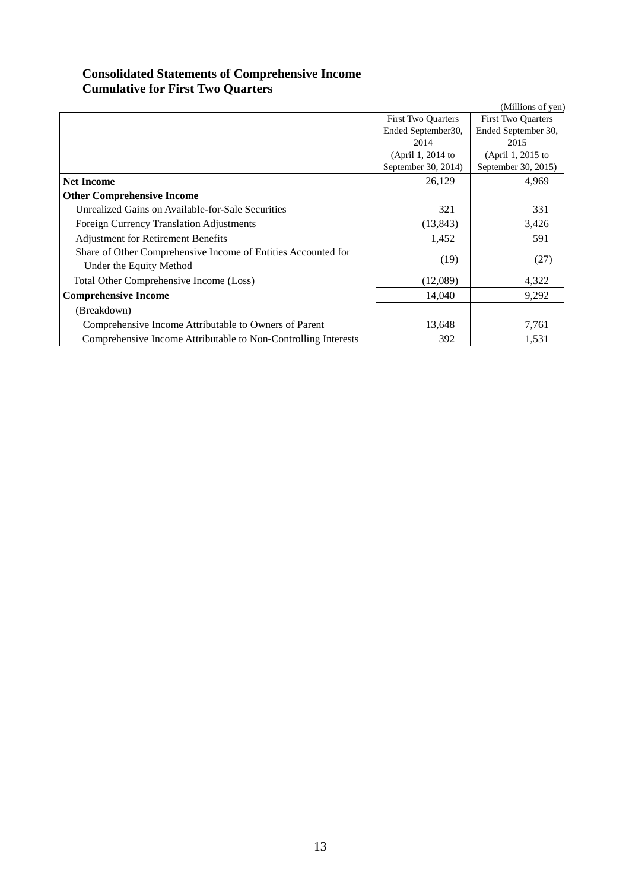### Consolidated Statements of Comprehensive Income
### Cumulative for First Two Quarters

(Millions of yen)

| | First Two Quarters Ended September30, 2014 (April 1, 2014 to September 30, 2014) | First Two Quarters Ended September 30, 2015 (April 1, 2015 to September 30, 2015) |
|---|---|---|
| **Net Income** | 26,129 | 4,969 |
| **Other Comprehensive Income** | | |
| Unrealized Gains on Available-for-Sale Securities | 321 | 331 |
| Foreign Currency Translation Adjustments | (13,843) | 3,426 |
| Adjustment for Retirement Benefits | 1,452 | 591 |
| Share of Other Comprehensive Income of Entities Accounted for Under the Equity Method | (19) | (27) |
| Total Other Comprehensive Income (Loss) | (12,089) | 4,322 |
| **Comprehensive Income** | 14,040 | 9,292 |
| (Breakdown) | | |
| Comprehensive Income Attributable to Owners of Parent | 13,648 | 7,761 |
| Comprehensive Income Attributable to Non-Controlling Interests | 392 | 1,531 |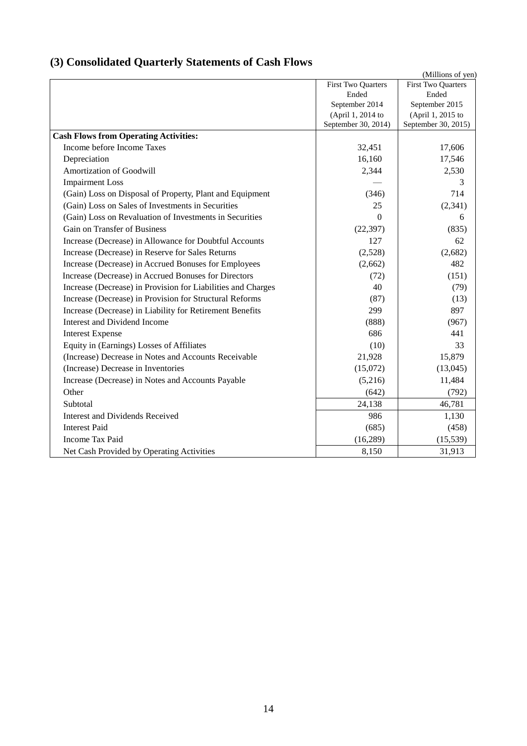## (3) Consolidated Quarterly Statements of Cash Flows

(Millions of yen)

| | First Two Quarters Ended September 2014 (April 1, 2014 to September 30, 2014) | First Two Quarters Ended September 2015 (April 1, 2015 to September 30, 2015) |
|---|---|---|
| **Cash Flows from Operating Activities:** | | |
| Income before Income Taxes | 32,451 | 17,606 |
| Depreciation | 16,160 | 17,546 |
| Amortization of Goodwill | 2,344 | 2,530 |
| Impairment Loss | — | 3 |
| (Gain) Loss on Disposal of Property, Plant and Equipment | (346) | 714 |
| (Gain) Loss on Sales of Investments in Securities | 25 | (2,341) |
| (Gain) Loss on Revaluation of Investments in Securities | 0 | 6 |
| Gain on Transfer of Business | (22,397) | (835) |
| Increase (Decrease) in Allowance for Doubtful Accounts | 127 | 62 |
| Increase (Decrease) in Reserve for Sales Returns | (2,528) | (2,682) |
| Increase (Decrease) in Accrued Bonuses for Employees | (2,662) | 482 |
| Increase (Decrease) in Accrued Bonuses for Directors | (72) | (151) |
| Increase (Decrease) in Provision for Liabilities and Charges | 40 | (79) |
| Increase (Decrease) in Provision for Structural Reforms | (87) | (13) |
| Increase (Decrease) in Liability for Retirement Benefits | 299 | 897 |
| Interest and Dividend Income | (888) | (967) |
| Interest Expense | 686 | 441 |
| Equity in (Earnings) Losses of Affiliates | (10) | 33 |
| (Increase) Decrease in Notes and Accounts Receivable | 21,928 | 15,879 |
| (Increase) Decrease in Inventories | (15,072) | (13,045) |
| Increase (Decrease) in Notes and Accounts Payable | (5,216) | 11,484 |
| Other | (642) | (792) |
| Subtotal | 24,138 | 46,781 |
| Interest and Dividends Received | 986 | 1,130 |
| Interest Paid | (685) | (458) |
| Income Tax Paid | (16,289) | (15,539) |
| Net Cash Provided by Operating Activities | 8,150 | 31,913 |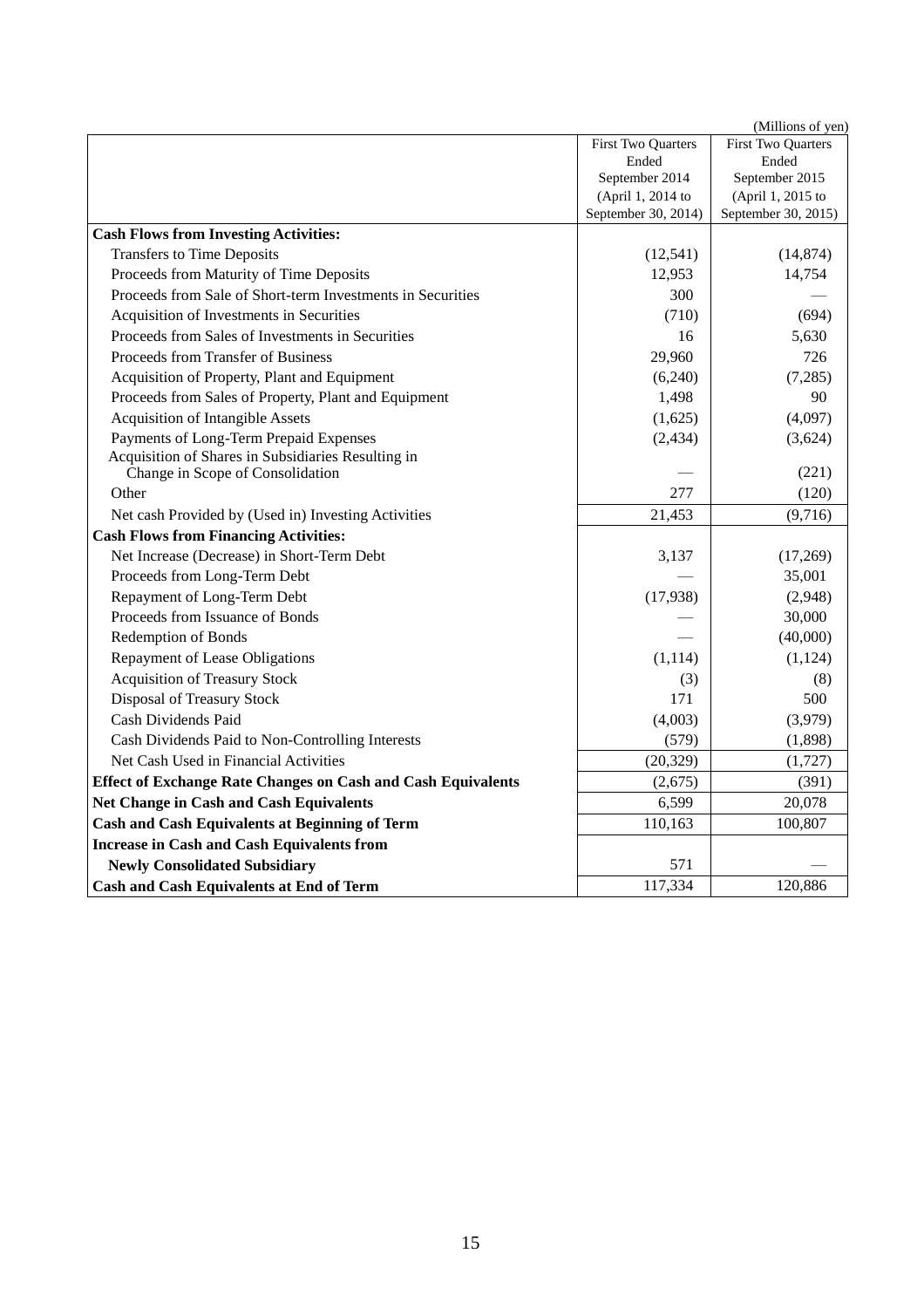(Millions of yen)

| | First Two Quarters Ended September 2014 (April 1, 2014 to September 30, 2014) | First Two Quarters Ended September 2015 (April 1, 2015 to September 30, 2015) |
|---|---|---|
| **Cash Flows from Investing Activities:** | | |
| Transfers to Time Deposits | (12,541) | (14,874) |
| Proceeds from Maturity of Time Deposits | 12,953 | 14,754 |
| Proceeds from Sale of Short-term Investments in Securities | 300 | — |
| Acquisition of Investments in Securities | (710) | (694) |
| Proceeds from Sales of Investments in Securities | 16 | 5,630 |
| Proceeds from Transfer of Business | 29,960 | 726 |
| Acquisition of Property, Plant and Equipment | (6,240) | (7,285) |
| Proceeds from Sales of Property, Plant and Equipment | 1,498 | 90 |
| Acquisition of Intangible Assets | (1,625) | (4,097) |
| Payments of Long-Term Prepaid Expenses | (2,434) | (3,624) |
| Acquisition of Shares in Subsidiaries Resulting in Change in Scope of Consolidation | — | (221) |
| Other | 277 | (120) |
| Net cash Provided by (Used in) Investing Activities | 21,453 | (9,716) |
| **Cash Flows from Financing Activities:** | | |
| Net Increase (Decrease) in Short-Term Debt | 3,137 | (17,269) |
| Proceeds from Long-Term Debt | — | 35,001 |
| Repayment of Long-Term Debt | (17,938) | (2,948) |
| Proceeds from Issuance of Bonds | — | 30,000 |
| Redemption of Bonds | — | (40,000) |
| Repayment of Lease Obligations | (1,114) | (1,124) |
| Acquisition of Treasury Stock | (3) | (8) |
| Disposal of Treasury Stock | 171 | 500 |
| Cash Dividends Paid | (4,003) | (3,979) |
| Cash Dividends Paid to Non-Controlling Interests | (579) | (1,898) |
| Net Cash Used in Financial Activities | (20,329) | (1,727) |
| **Effect of Exchange Rate Changes on Cash and Cash Equivalents** | (2,675) | (391) |
| **Net Change in Cash and Cash Equivalents** | 6,599 | 20,078 |
| **Cash and Cash Equivalents at Beginning of Term** | 110,163 | 100,807 |
| **Increase in Cash and Cash Equivalents from Newly Consolidated Subsidiary** | 571 | — |
| **Cash and Cash Equivalents at End of Term** | 117,334 | 120,886 |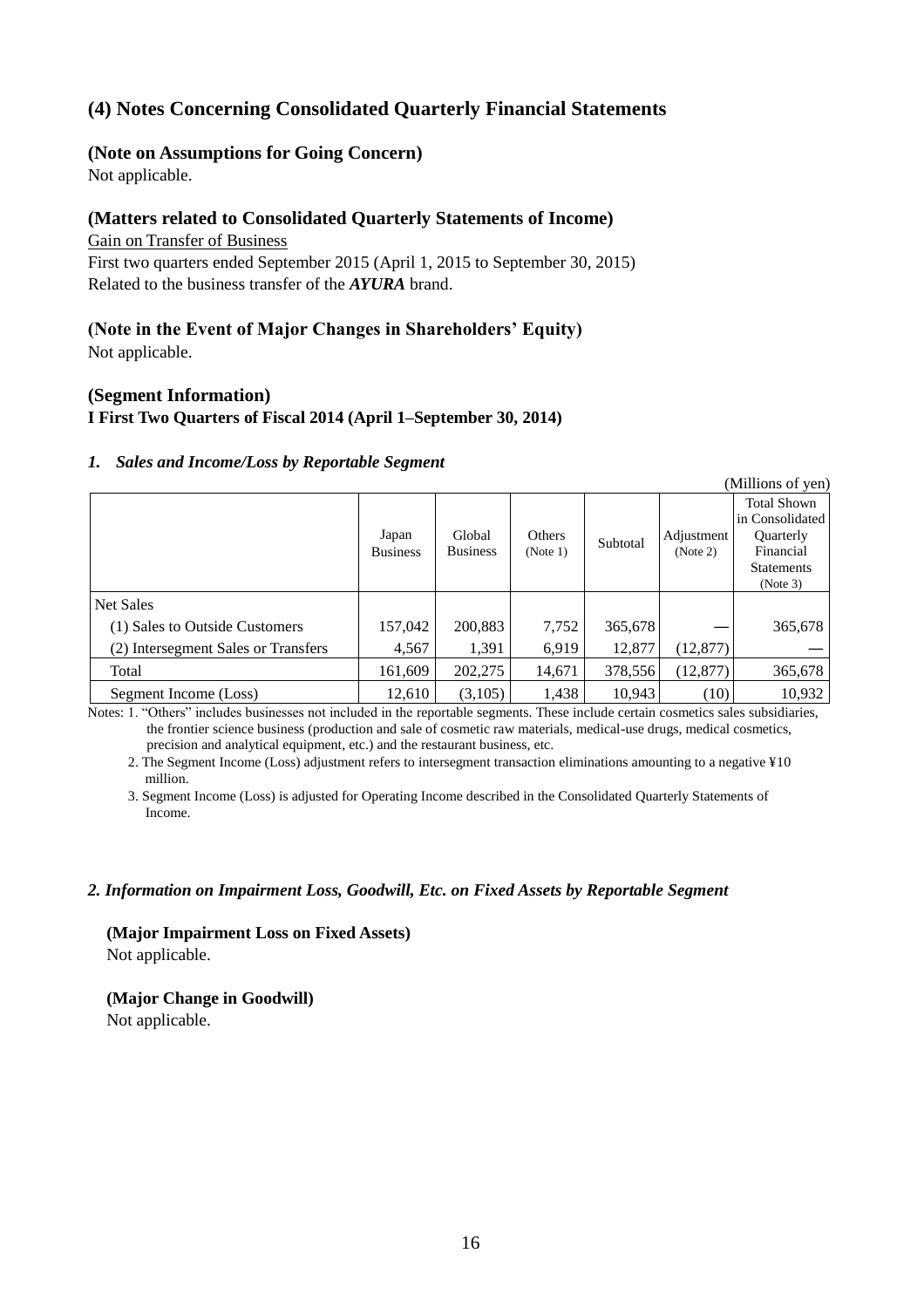## (4) Notes Concerning Consolidated Quarterly Financial Statements

### (Note on Assumptions for Going Concern)

Not applicable.

### (Matters related to Consolidated Quarterly Statements of Income)

Gain on Transfer of Business

First two quarters ended September 2015 (April 1, 2015 to September 30, 2015)

Related to the business transfer of the ***AYURA*** brand.

### (Note in the Event of Major Changes in Shareholders' Equity)

Not applicable.

### (Segment Information)

**I First Two Quarters of Fiscal 2014 (April 1–September 30, 2014)**

#### *1. Sales and Income/Loss by Reportable Segment*

(Millions of yen)

| | Japan Business | Global Business | Others (Note 1) | Subtotal | Adjustment (Note 2) | Total Shown in Consolidated Quarterly Financial Statements (Note 3) |
|---|---|---|---|---|---|---|
| Net Sales | | | | | | |
| (1) Sales to Outside Customers | 157,042 | 200,883 | 7,752 | 365,678 | — | 365,678 |
| (2) Intersegment Sales or Transfers | 4,567 | 1,391 | 6,919 | 12,877 | (12,877) | — |
| Total | 161,609 | 202,275 | 14,671 | 378,556 | (12,877) | 365,678 |
| Segment Income (Loss) | 12,610 | (3,105) | 1,438 | 10,943 | (10) | 10,932 |

Notes: 1. "Others" includes businesses not included in the reportable segments. These include certain cosmetics sales subsidiaries, the frontier science business (production and sale of cosmetic raw materials, medical-use drugs, medical cosmetics, precision and analytical equipment, etc.) and the restaurant business, etc.

2. The Segment Income (Loss) adjustment refers to intersegment transaction eliminations amounting to a negative ¥10 million.

3. Segment Income (Loss) is adjusted for Operating Income described in the Consolidated Quarterly Statements of Income.

#### *2. Information on Impairment Loss, Goodwill, Etc. on Fixed Assets by Reportable Segment*

**(Major Impairment Loss on Fixed Assets)**

Not applicable.

**(Major Change in Goodwill)**

Not applicable.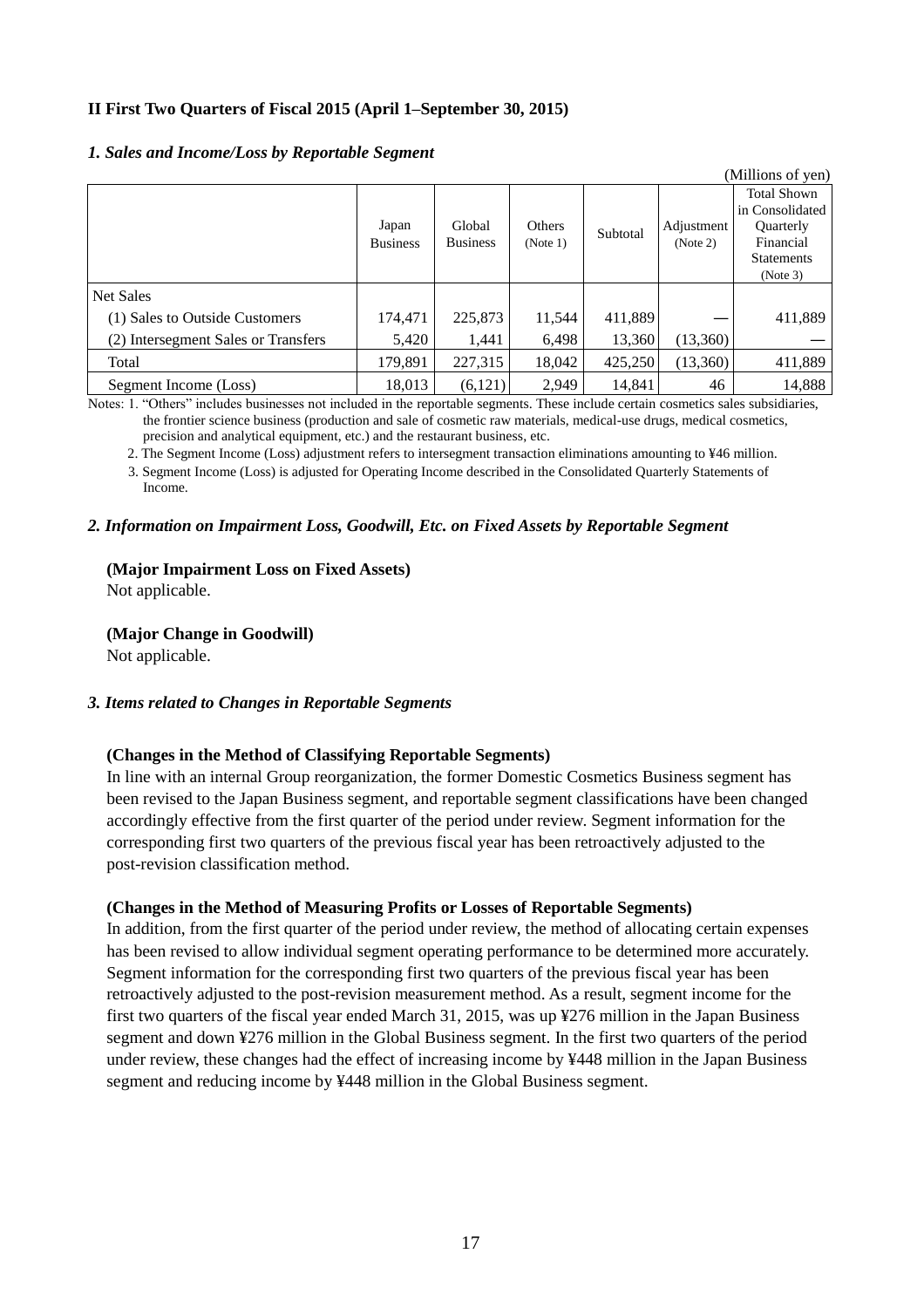**II First Two Quarters of Fiscal 2015 (April 1–September 30, 2015)**

***1. Sales and Income/Loss by Reportable Segment***

(Millions of yen)

| | Japan Business | Global Business | Others (Note 1) | Subtotal | Adjustment (Note 2) | Total Shown in Consolidated Quarterly Financial Statements (Note 3) |
|---|---|---|---|---|---|---|
| Net Sales | | | | | | |
| (1) Sales to Outside Customers | 174,471 | 225,873 | 11,544 | 411,889 | — | 411,889 |
| (2) Intersegment Sales or Transfers | 5,420 | 1,441 | 6,498 | 13,360 | (13,360) | — |
| Total | 179,891 | 227,315 | 18,042 | 425,250 | (13,360) | 411,889 |
| Segment Income (Loss) | 18,013 | (6,121) | 2,949 | 14,841 | 46 | 14,888 |

Notes: 1. "Others" includes businesses not included in the reportable segments. These include certain cosmetics sales subsidiaries, the frontier science business (production and sale of cosmetic raw materials, medical-use drugs, medical cosmetics, precision and analytical equipment, etc.) and the restaurant business, etc.

2. The Segment Income (Loss) adjustment refers to intersegment transaction eliminations amounting to ¥46 million.

3. Segment Income (Loss) is adjusted for Operating Income described in the Consolidated Quarterly Statements of Income.

***2. Information on Impairment Loss, Goodwill, Etc. on Fixed Assets by Reportable Segment***

**(Major Impairment Loss on Fixed Assets)**

Not applicable.

**(Major Change in Goodwill)**

Not applicable.

***3. Items related to Changes in Reportable Segments***

**(Changes in the Method of Classifying Reportable Segments)**

In line with an internal Group reorganization, the former Domestic Cosmetics Business segment has been revised to the Japan Business segment, and reportable segment classifications have been changed accordingly effective from the first quarter of the period under review. Segment information for the corresponding first two quarters of the previous fiscal year has been retroactively adjusted to the post-revision classification method.

**(Changes in the Method of Measuring Profits or Losses of Reportable Segments)**

In addition, from the first quarter of the period under review, the method of allocating certain expenses has been revised to allow individual segment operating performance to be determined more accurately. Segment information for the corresponding first two quarters of the previous fiscal year has been retroactively adjusted to the post-revision measurement method. As a result, segment income for the first two quarters of the fiscal year ended March 31, 2015, was up ¥276 million in the Japan Business segment and down ¥276 million in the Global Business segment. In the first two quarters of the period under review, these changes had the effect of increasing income by ¥448 million in the Japan Business segment and reducing income by ¥448 million in the Global Business segment.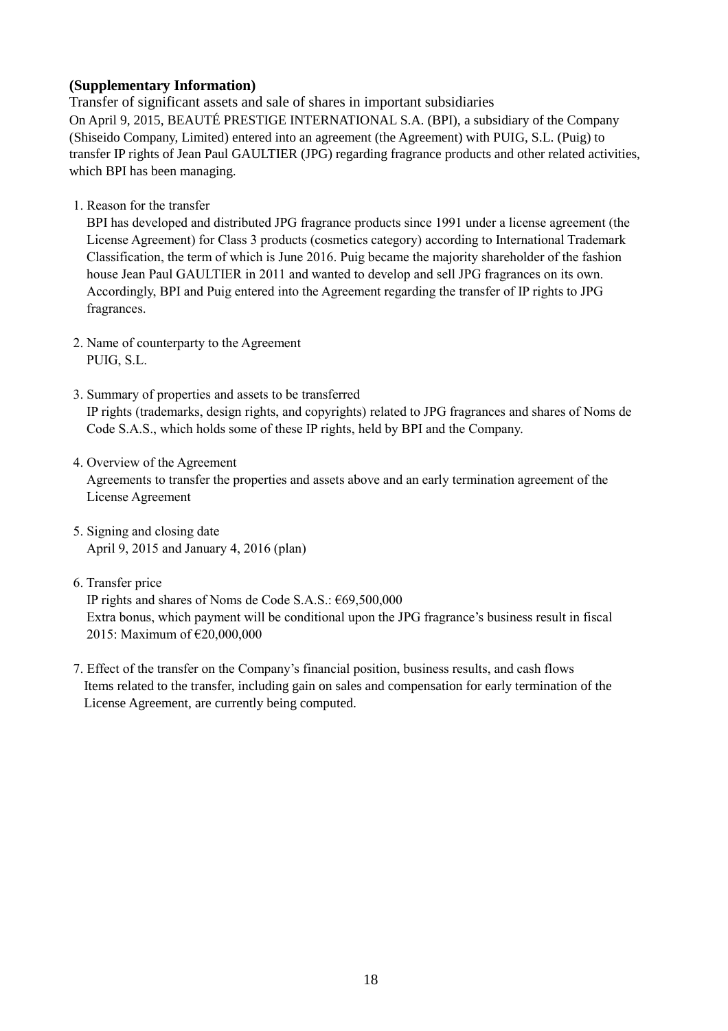**(Supplementary Information)**

Transfer of significant assets and sale of shares in important subsidiaries

On April 9, 2015, BEAUTÉ PRESTIGE INTERNATIONAL S.A. (BPI), a subsidiary of the Company (Shiseido Company, Limited) entered into an agreement (the Agreement) with PUIG, S.L. (Puig) to transfer IP rights of Jean Paul GAULTIER (JPG) regarding fragrance products and other related activities, which BPI has been managing.

1. Reason for the transfer

   BPI has developed and distributed JPG fragrance products since 1991 under a license agreement (the License Agreement) for Class 3 products (cosmetics category) according to International Trademark Classification, the term of which is June 2016. Puig became the majority shareholder of the fashion house Jean Paul GAULTIER in 2011 and wanted to develop and sell JPG fragrances on its own. Accordingly, BPI and Puig entered into the Agreement regarding the transfer of IP rights to JPG fragrances.

2. Name of counterparty to the Agreement

   PUIG, S.L.

3. Summary of properties and assets to be transferred

   IP rights (trademarks, design rights, and copyrights) related to JPG fragrances and shares of Noms de Code S.A.S., which holds some of these IP rights, held by BPI and the Company.

4. Overview of the Agreement

   Agreements to transfer the properties and assets above and an early termination agreement of the License Agreement

5. Signing and closing date

   April 9, 2015 and January 4, 2016 (plan)

6. Transfer price

   IP rights and shares of Noms de Code S.A.S.: €69,500,000

   Extra bonus, which payment will be conditional upon the JPG fragrance's business result in fiscal 2015: Maximum of €20,000,000

7. Effect of the transfer on the Company's financial position, business results, and cash flows

   Items related to the transfer, including gain on sales and compensation for early termination of the License Agreement, are currently being computed.